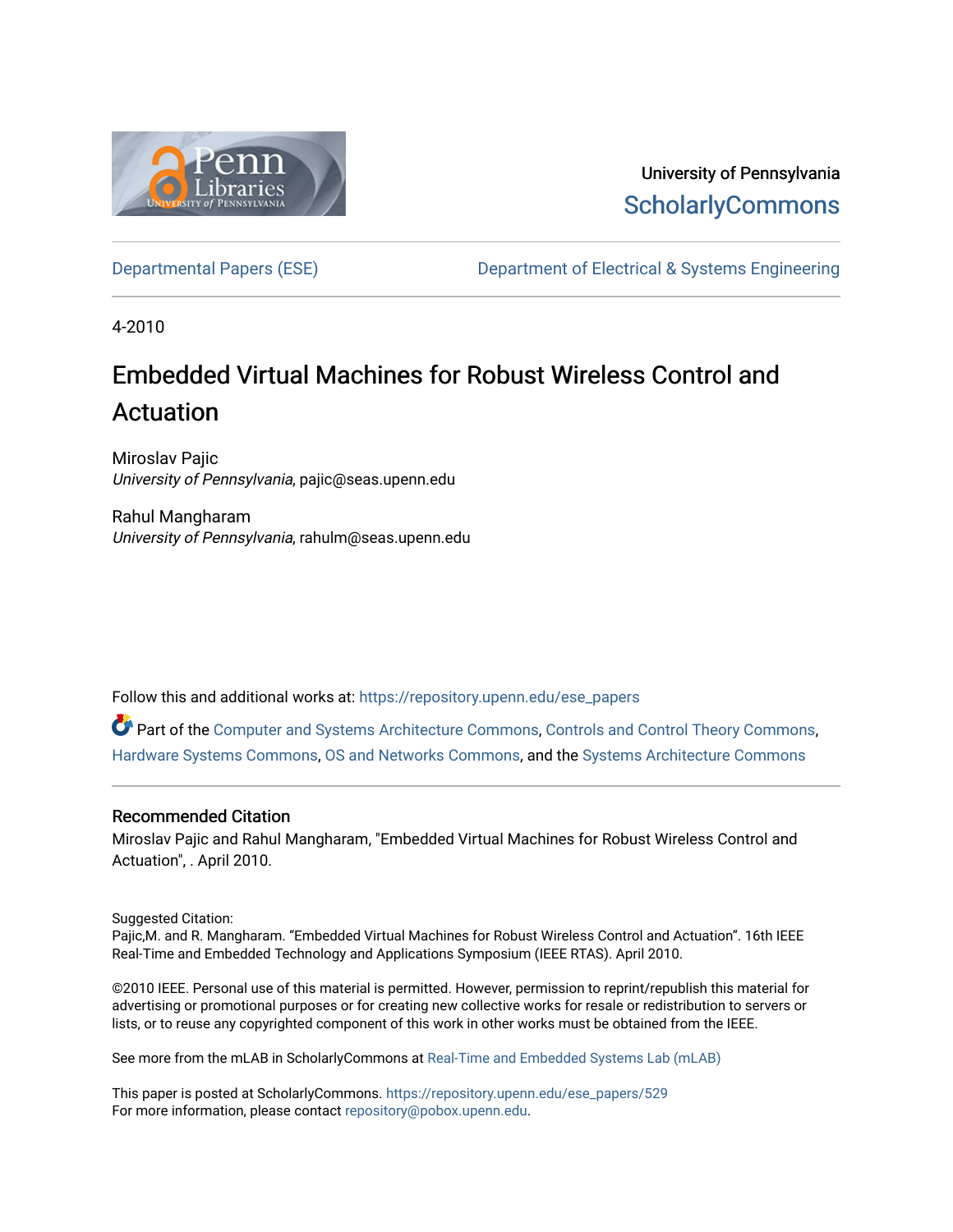University of Pennsylvania
ScholarlyCommons

Departmental Papers (ESE) | Department of Electrical & Systems Engineering

4-2010

# Embedded Virtual Machines for Robust Wireless Control and Actuation

Miroslav Pajic
*University of Pennsylvania*, pajic@seas.upenn.edu

Rahul Mangharam
*University of Pennsylvania*, rahulm@seas.upenn.edu

Follow this and additional works at: https://repository.upenn.edu/ese_papers

Part of the Computer and Systems Architecture Commons, Controls and Control Theory Commons, Hardware Systems Commons, OS and Networks Commons, and the Systems Architecture Commons

## Recommended Citation

Miroslav Pajic and Rahul Mangharam, "Embedded Virtual Machines for Robust Wireless Control and Actuation", . April 2010.

Suggested Citation:
Pajic,M. and R. Mangharam. "Embedded Virtual Machines for Robust Wireless Control and Actuation". 16th IEEE Real-Time and Embedded Technology and Applications Symposium (IEEE RTAS). April 2010.

©2010 IEEE. Personal use of this material is permitted. However, permission to reprint/republish this material for advertising or promotional purposes or for creating new collective works for resale or redistribution to servers or lists, or to reuse any copyrighted component of this work in other works must be obtained from the IEEE.

See more from the mLAB in ScholarlyCommons at Real-Time and Embedded Systems Lab (mLAB)

This paper is posted at ScholarlyCommons. https://repository.upenn.edu/ese_papers/529
For more information, please contact repository@pobox.upenn.edu.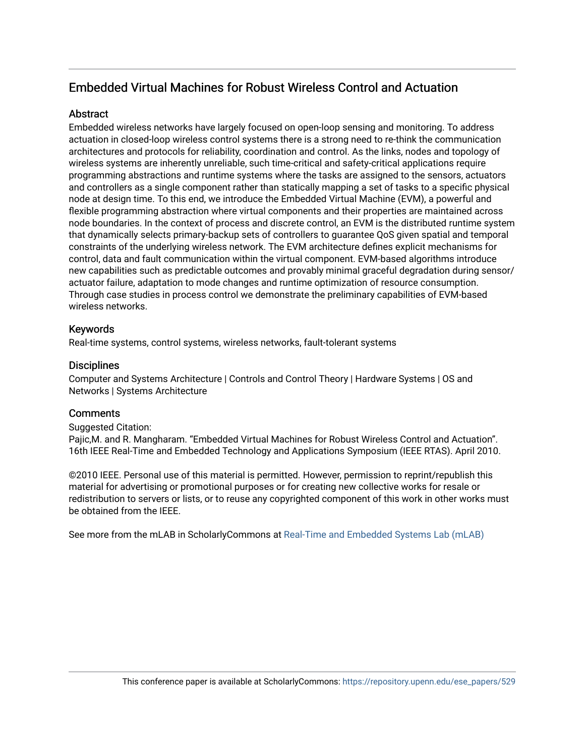# Embedded Virtual Machines for Robust Wireless Control and Actuation

## Abstract

Embedded wireless networks have largely focused on open-loop sensing and monitoring. To address actuation in closed-loop wireless control systems there is a strong need to re-think the communication architectures and protocols for reliability, coordination and control. As the links, nodes and topology of wireless systems are inherently unreliable, such time-critical and safety-critical applications require programming abstractions and runtime systems where the tasks are assigned to the sensors, actuators and controllers as a single component rather than statically mapping a set of tasks to a specific physical node at design time. To this end, we introduce the Embedded Virtual Machine (EVM), a powerful and flexible programming abstraction where virtual components and their properties are maintained across node boundaries. In the context of process and discrete control, an EVM is the distributed runtime system that dynamically selects primary-backup sets of controllers to guarantee QoS given spatial and temporal constraints of the underlying wireless network. The EVM architecture defines explicit mechanisms for control, data and fault communication within the virtual component. EVM-based algorithms introduce new capabilities such as predictable outcomes and provably minimal graceful degradation during sensor/actuator failure, adaptation to mode changes and runtime optimization of resource consumption. Through case studies in process control we demonstrate the preliminary capabilities of EVM-based wireless networks.

## Keywords

Real-time systems, control systems, wireless networks, fault-tolerant systems

## Disciplines

Computer and Systems Architecture | Controls and Control Theory | Hardware Systems | OS and Networks | Systems Architecture

## Comments

Suggested Citation:
Pajic,M. and R. Mangharam. "Embedded Virtual Machines for Robust Wireless Control and Actuation". 16th IEEE Real-Time and Embedded Technology and Applications Symposium (IEEE RTAS). April 2010.

©2010 IEEE. Personal use of this material is permitted. However, permission to reprint/republish this material for advertising or promotional purposes or for creating new collective works for resale or redistribution to servers or lists, or to reuse any copyrighted component of this work in other works must be obtained from the IEEE.

See more from the mLAB in ScholarlyCommons at Real-Time and Embedded Systems Lab (mLAB)

This conference paper is available at ScholarlyCommons: https://repository.upenn.edu/ese_papers/529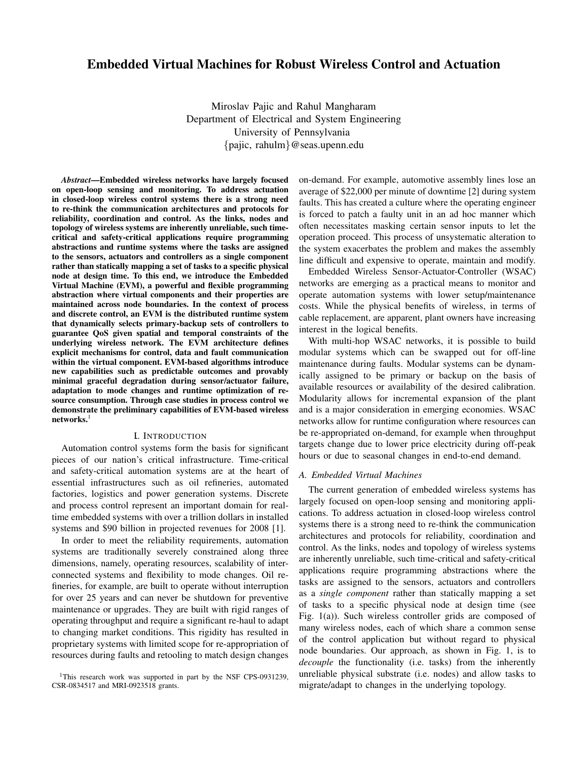# Embedded Virtual Machines for Robust Wireless Control and Actuation

Miroslav Pajic and Rahul Mangharam
Department of Electrical and System Engineering
University of Pennsylvania
{pajic, rahulm}@seas.upenn.edu

***Abstract*—Embedded wireless networks have largely focused on open-loop sensing and monitoring. To address actuation in closed-loop wireless control systems there is a strong need to re-think the communication architectures and protocols for reliability, coordination and control. As the links, nodes and topology of wireless systems are inherently unreliable, such time-critical and safety-critical applications require programming abstractions and runtime systems where the tasks are assigned to the sensors, actuators and controllers as a single component rather than statically mapping a set of tasks to a specific physical node at design time. To this end, we introduce the Embedded Virtual Machine (EVM), a powerful and flexible programming abstraction where virtual components and their properties are maintained across node boundaries. In the context of process and discrete control, an EVM is the distributed runtime system that dynamically selects primary-backup sets of controllers to guarantee QoS given spatial and temporal constraints of the underlying wireless network. The EVM architecture defines explicit mechanisms for control, data and fault communication within the virtual component. EVM-based algorithms introduce new capabilities such as predictable outcomes and provably minimal graceful degradation during sensor/actuator failure, adaptation to mode changes and runtime optimization of resource consumption. Through case studies in process control we demonstrate the preliminary capabilities of EVM-based wireless networks.**[1]

## I. INTRODUCTION

Automation control systems form the basis for significant pieces of our nation's critical infrastructure. Time-critical and safety-critical automation systems are at the heart of essential infrastructures such as oil refineries, automated factories, logistics and power generation systems. Discrete and process control represent an important domain for real-time embedded systems with over a trillion dollars in installed systems and \$90 billion in projected revenues for 2008 [1].

In order to meet the reliability requirements, automation systems are traditionally severely constrained along three dimensions, namely, operating resources, scalability of interconnected systems and flexibility to mode changes. Oil refineries, for example, are built to operate without interruption for over 25 years and can never be shutdown for preventive maintenance or upgrades. They are built with rigid ranges of operating throughput and require a significant re-haul to adapt to changing market conditions. This rigidity has resulted in proprietary systems with limited scope for re-appropriation of resources during faults and retooling to match design changes on-demand. For example, automotive assembly lines lose an average of \$22,000 per minute of downtime [2] during system faults. This has created a culture where the operating engineer is forced to patch a faulty unit in an ad hoc manner which often necessitates masking certain sensor inputs to let the operation proceed. This process of unsystematic alteration to the system exacerbates the problem and makes the assembly line difficult and expensive to operate, maintain and modify.

Embedded Wireless Sensor-Actuator-Controller (WSAC) networks are emerging as a practical means to monitor and operate automation systems with lower setup/maintenance costs. While the physical benefits of wireless, in terms of cable replacement, are apparent, plant owners have increasing interest in the logical benefits.

With multi-hop WSAC networks, it is possible to build modular systems which can be swapped out for off-line maintenance during faults. Modular systems can be dynamically assigned to be primary or backup on the basis of available resources or availability of the desired calibration. Modularity allows for incremental expansion of the plant and is a major consideration in emerging economies. WSAC networks allow for runtime configuration where resources can be re-appropriated on-demand, for example when throughput targets change due to lower price electricity during off-peak hours or due to seasonal changes in end-to-end demand.

### A. Embedded Virtual Machines

The current generation of embedded wireless systems has largely focused on open-loop sensing and monitoring applications. To address actuation in closed-loop wireless control systems there is a strong need to re-think the communication architectures and protocols for reliability, coordination and control. As the links, nodes and topology of wireless systems are inherently unreliable, such time-critical and safety-critical applications require programming abstractions where the tasks are assigned to the sensors, actuators and controllers as a *single component* rather than statically mapping a set of tasks to a specific physical node at design time (see Fig. 1(a)). Such wireless controller grids are composed of many wireless nodes, each of which share a common sense of the control application but without regard to physical node boundaries. Our approach, as shown in Fig. 1, is to *decouple* the functionality (i.e. tasks) from the inherently unreliable physical substrate (i.e. nodes) and allow tasks to migrate/adapt to changes in the underlying topology.

[1] This research work was supported in part by the NSF CPS-0931239, CSR-0834517 and MRI-0923518 grants.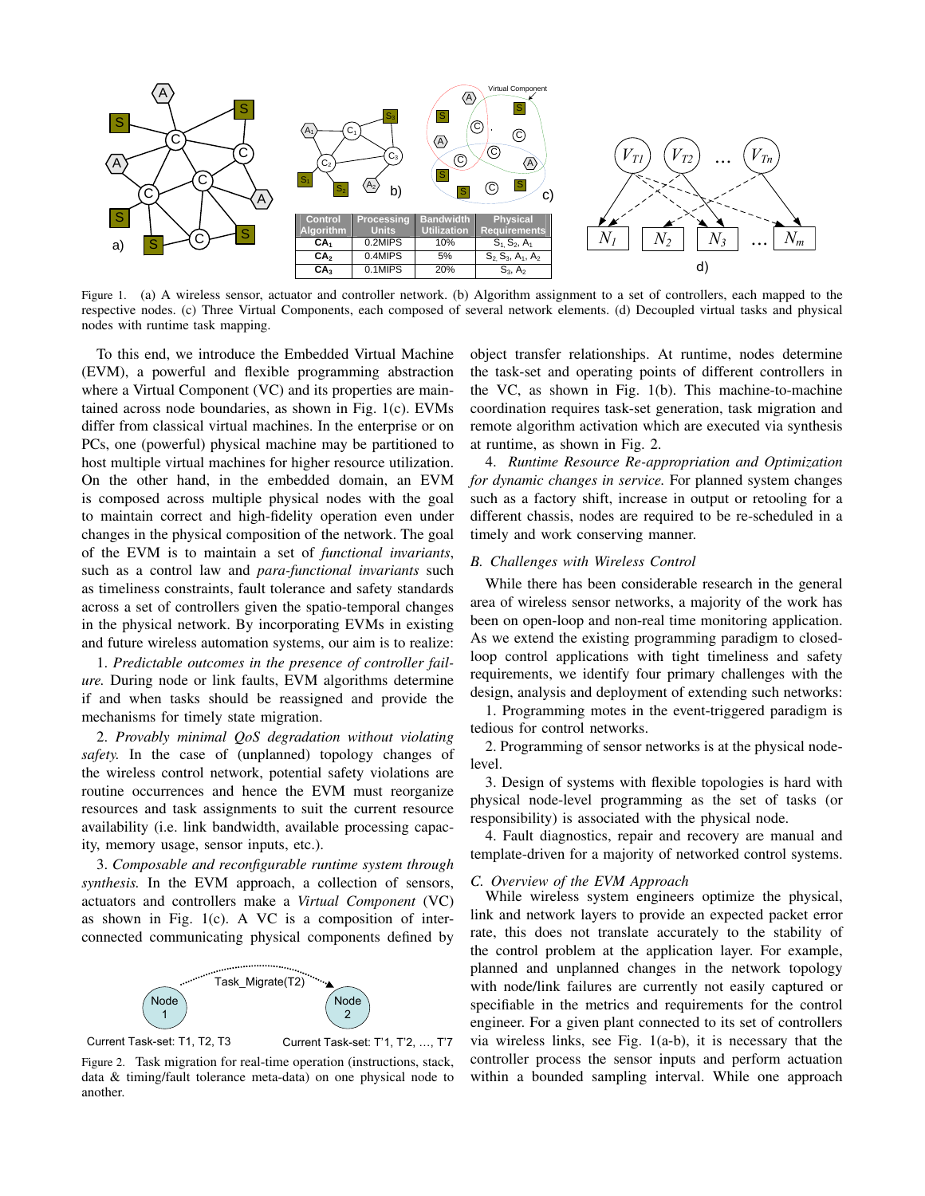| Control Algorithm | Processing Units | Bandwidth Utilization | Physical Requirements |
|---|---|---|---|
| $CA_1$ | 0.2MIPS | 10% | $S_1$, $S_2$, $A_1$ |
| $CA_2$ | 0.4MIPS | 5% | $S_2$, $S_3$, $A_1$, $A_2$ |
| $CA_3$ | 0.1MIPS | 20% | $S_3$, $A_2$ |

Figure 1. (a) A wireless sensor, actuator and controller network. (b) Algorithm assignment to a set of controllers, each mapped to the respective nodes. (c) Three Virtual Components, each composed of several network elements. (d) Decoupled virtual tasks and physical nodes with runtime task mapping.

To this end, we introduce the Embedded Virtual Machine (EVM), a powerful and flexible programming abstraction where a Virtual Component (VC) and its properties are maintained across node boundaries, as shown in Fig. 1(c). EVMs differ from classical virtual machines. In the enterprise or on PCs, one (powerful) physical machine may be partitioned to host multiple virtual machines for higher resource utilization. On the other hand, in the embedded domain, an EVM is composed across multiple physical nodes with the goal to maintain correct and high-fidelity operation even under changes in the physical composition of the network. The goal of the EVM is to maintain a set of *functional invariants*, such as a control law and *para-functional invariants* such as timeliness constraints, fault tolerance and safety standards across a set of controllers given the spatio-temporal changes in the physical network. By incorporating EVMs in existing and future wireless automation systems, our aim is to realize:

1. *Predictable outcomes in the presence of controller failure.* During node or link faults, EVM algorithms determine if and when tasks should be reassigned and provide the mechanisms for timely state migration.

2. *Provably minimal QoS degradation without violating safety.* In the case of (unplanned) topology changes of the wireless control network, potential safety violations are routine occurrences and hence the EVM must reorganize resources and task assignments to suit the current resource availability (i.e. link bandwidth, available processing capacity, memory usage, sensor inputs, etc.).

3. *Composable and reconfigurable runtime system through synthesis.* In the EVM approach, a collection of sensors, actuators and controllers make a *Virtual Component* (VC) as shown in Fig. 1(c). A VC is a composition of interconnected communicating physical components defined by object transfer relationships. At runtime, nodes determine the task-set and operating points of different controllers in the VC, as shown in Fig. 1(b). This machine-to-machine coordination requires task-set generation, task migration and remote algorithm activation which are executed via synthesis at runtime, as shown in Fig. 2.

Figure 2. Task migration for real-time operation (instructions, stack, data & timing/fault tolerance meta-data) on one physical node to another.

4. *Runtime Resource Re-appropriation and Optimization for dynamic changes in service.* For planned system changes such as a factory shift, increase in output or retooling for a different chassis, nodes are required to be re-scheduled in a timely and work conserving manner.

### B. Challenges with Wireless Control

While there has been considerable research in the general area of wireless sensor networks, a majority of the work has been on open-loop and non-real time monitoring application. As we extend the existing programming paradigm to closed-loop control applications with tight timeliness and safety requirements, we identify four primary challenges with the design, analysis and deployment of extending such networks:

1. Programming motes in the event-triggered paradigm is tedious for control networks.

2. Programming of sensor networks is at the physical node-level.

3. Design of systems with flexible topologies is hard with physical node-level programming as the set of tasks (or responsibility) is associated with the physical node.

4. Fault diagnostics, repair and recovery are manual and template-driven for a majority of networked control systems.

### C. Overview of the EVM Approach

While wireless system engineers optimize the physical, link and network layers to provide an expected packet error rate, this does not translate accurately to the stability of the control problem at the application layer. For example, planned and unplanned changes in the network topology with node/link failures are currently not easily captured or specifiable in the metrics and requirements for the control engineer. For a given plant connected to its set of controllers via wireless links, see Fig. 1(a-b), it is necessary that the controller process the sensor inputs and perform actuation within a bounded sampling interval. While one approach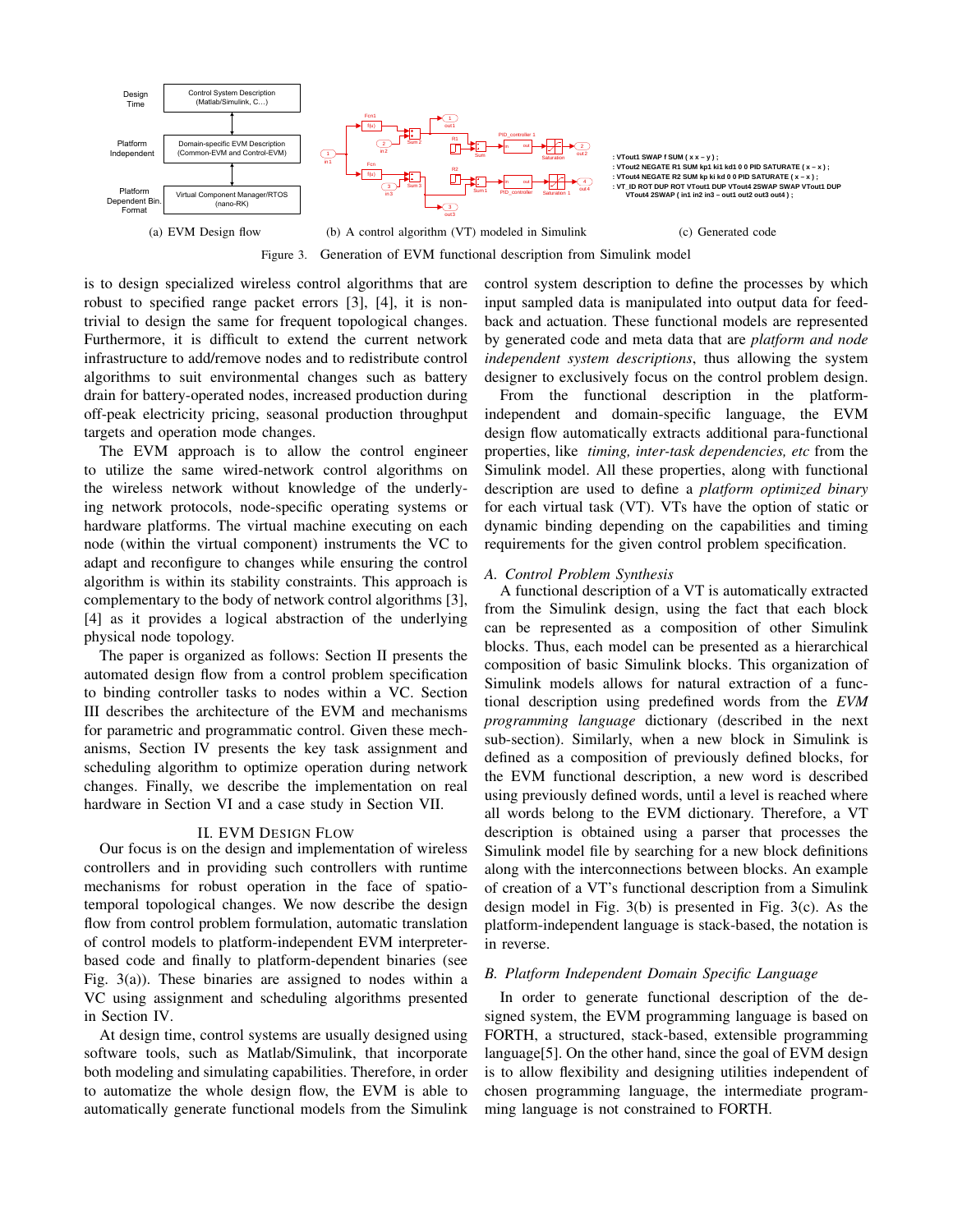Design Time

Control System Description (Matlab/Simulink, C...)

Platform Independent

Domain-specific EVM Description (Common-EVM and Control-EVM)

Platform Dependent Bin. Format

Virtual Component Manager/RTOS (nano-RK)

(a) EVM Design flow

(b) A control algorithm (VT) modeled in Simulink

```
: VTout1 SWAP f SUM ( x x – y ) ;
: VTout2 NEGATE R1 SUM kp1 ki1 kd1 0 0 PID SATURATE ( x – x ) ;
: VTout4 NEGATE R2 SUM kp ki kd 0 0 PID SATURATE ( x – x ) ;
: VT_ID ROT DUP ROT VTout1 DUP VTout4 2SWAP SWAP VTout1 DUP
     VTout4 2SWAP ( in1 in2 in3 – out1 out2 out3 out4 ) ;
```

(c) Generated code

Figure 3. Generation of EVM functional description from Simulink model

is to design specialized wireless control algorithms that are robust to specified range packet errors [3], [4], it is non-trivial to design the same for frequent topological changes. Furthermore, it is difficult to extend the current network infrastructure to add/remove nodes and to redistribute control algorithms to suit environmental changes such as battery drain for battery-operated nodes, increased production during off-peak electricity pricing, seasonal production throughput targets and operation mode changes.

The EVM approach is to allow the control engineer to utilize the same wired-network control algorithms on the wireless network without knowledge of the underlying network protocols, node-specific operating systems or hardware platforms. The virtual machine executing on each node (within the virtual component) instruments the VC to adapt and reconfigure to changes while ensuring the control algorithm is within its stability constraints. This approach is complementary to the body of network control algorithms [3], [4] as it provides a logical abstraction of the underlying physical node topology.

The paper is organized as follows: Section II presents the automated design flow from a control problem specification to binding controller tasks to nodes within a VC. Section III describes the architecture of the EVM and mechanisms for parametric and programmatic control. Given these mechanisms, Section IV presents the key task assignment and scheduling algorithm to optimize operation during network changes. Finally, we describe the implementation on real hardware in Section VI and a case study in Section VII.

## II. EVM Design Flow

Our focus is on the design and implementation of wireless controllers and in providing such controllers with runtime mechanisms for robust operation in the face of spatio-temporal topological changes. We now describe the design flow from control problem formulation, automatic translation of control models to platform-independent EVM interpreter-based code and finally to platform-dependent binaries (see Fig. 3(a)). These binaries are assigned to nodes within a VC using assignment and scheduling algorithms presented in Section IV.

At design time, control systems are usually designed using software tools, such as Matlab/Simulink, that incorporate both modeling and simulating capabilities. Therefore, in order to automatize the whole design flow, the EVM is able to automatically generate functional models from the Simulink control system description to define the processes by which input sampled data is manipulated into output data for feedback and actuation. These functional models are represented by generated code and meta data that are *platform and node independent system descriptions*, thus allowing the system designer to exclusively focus on the control problem design.

From the functional description in the platform-independent and domain-specific language, the EVM design flow automatically extracts additional para-functional properties, like *timing, inter-task dependencies, etc* from the Simulink model. All these properties, along with functional description are used to define a *platform optimized binary* for each virtual task (VT). VTs have the option of static or dynamic binding depending on the capabilities and timing requirements for the given control problem specification.

### *A. Control Problem Synthesis*

A functional description of a VT is automatically extracted from the Simulink design, using the fact that each block can be represented as a composition of other Simulink blocks. Thus, each model can be presented as a hierarchical composition of basic Simulink blocks. This organization of Simulink models allows for natural extraction of a functional description using predefined words from the *EVM programming language* dictionary (described in the next sub-section). Similarly, when a new block in Simulink is defined as a composition of previously defined blocks, for the EVM functional description, a new word is described using previously defined words, until a level is reached where all words belong to the EVM dictionary. Therefore, a VT description is obtained using a parser that processes the Simulink model file by searching for a new block definitions along with the interconnections between blocks. An example of creation of a VT's functional description from a Simulink design model in Fig. 3(b) is presented in Fig. 3(c). As the platform-independent language is stack-based, the notation is in reverse.

### *B. Platform Independent Domain Specific Language*

In order to generate functional description of the designed system, the EVM programming language is based on FORTH, a structured, stack-based, extensible programming language[5]. On the other hand, since the goal of EVM design is to allow flexibility and designing utilities independent of chosen programming language, the intermediate programming language is not constrained to FORTH.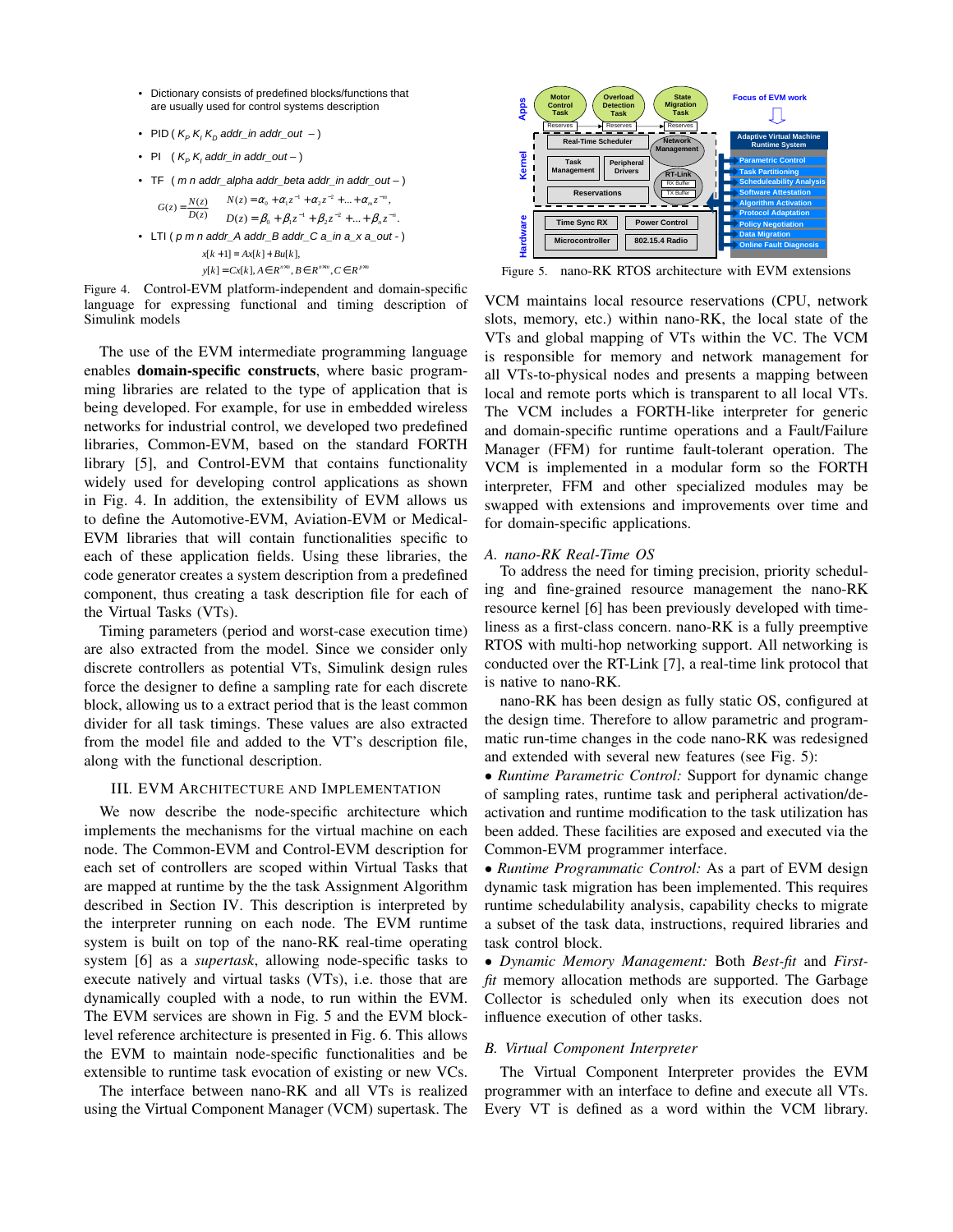- Dictionary consists of predefined blocks/functions that are usually used for control systems description
- PID ( $K_P$ $K_I$ $K_D$ *addr_in addr_out* – )
- PI ( $K_P$ $K_I$ *addr_in addr_out* – )
- TF ( *m n addr_alpha addr_beta addr_in addr_out* – )

$$G(z)=\frac{N(z)}{D(z)} \qquad \begin{aligned} N(z) &= \alpha_0 + \alpha_1 z^{-1} + \alpha_2 z^{-2} + \ldots + \alpha_m z^{-m}, \\ D(z) &= \beta_0 + \beta_1 z^{-1} + \beta_2 z^{-2} + \ldots + \beta_n z^{-n}. \end{aligned}$$

- LTI ( *p m n addr_A addr_B addr_C a_in a_x a_out* - )

$$x[k+1] = Ax[k] + Bu[k],$$
$$y[k] = Cx[k], A \in R^{n \times n}, B \in R^{n \times m}, C \in R^{p \times n}$$

Figure 4. Control-EVM platform-independent and domain-specific language for expressing functional and timing description of Simulink models

The use of the EVM intermediate programming language enables **domain-specific constructs**, where basic programming libraries are related to the type of application that is being developed. For example, for use in embedded wireless networks for industrial control, we developed two predefined libraries, Common-EVM, based on the standard FORTH library [5], and Control-EVM that contains functionality widely used for developing control applications as shown in Fig. 4. In addition, the extensibility of EVM allows us to define the Automotive-EVM, Aviation-EVM or Medical-EVM libraries that will contain functionalities specific to each of these application fields. Using these libraries, the code generator creates a system description from a predefined component, thus creating a task description file for each of the Virtual Tasks (VTs).

Timing parameters (period and worst-case execution time) are also extracted from the model. Since we consider only discrete controllers as potential VTs, Simulink design rules force the designer to define a sampling rate for each discrete block, allowing us to a extract period that is the least common divider for all task timings. These values are also extracted from the model file and added to the VT's description file, along with the functional description.

## III. EVM Architecture and Implementation

We now describe the node-specific architecture which implements the mechanisms for the virtual machine on each node. The Common-EVM and Control-EVM description for each set of controllers are scoped within Virtual Tasks that are mapped at runtime by the the task Assignment Algorithm described in Section IV. This description is interpreted by the interpreter running on each node. The EVM runtime system is built on top of the nano-RK real-time operating system [6] as a *supertask*, allowing node-specific tasks to execute natively and virtual tasks (VTs), i.e. those that are dynamically coupled with a node, to run within the EVM. The EVM services are shown in Fig. 5 and the EVM block-level reference architecture is presented in Fig. 6. This allows the EVM to maintain node-specific functionalities and be extensible to runtime task evocation of existing or new VCs.

The interface between nano-RK and all VTs is realized using the Virtual Component Manager (VCM) supertask. The

Apps
Motor Control Task
Overload Detection Task
State Migration Task
Reserves
Reserves
Reserves
Focus of EVM work
Kernel
Real-Time Scheduler
Network Management
Task Management
Peripheral Drivers
RT-Link
RX Buffer
TX Buffer
Reservations
Hardware
Time Sync RX
Power Control
Microcontroller
802.15.4 Radio
Adaptive Virtual Machine Runtime System
Parametric Control
Task Partitioning
Schedulability Analysis
Software Attestation
Algorithm Activation
Protocol Adaptation
Policy Negotiation
Data Migration
Online Fault Diagnosis

Figure 5. nano-RK RTOS architecture with EVM extensions

VCM maintains local resource reservations (CPU, network slots, memory, etc.) within nano-RK, the local state of the VTs and global mapping of VTs within the VC. The VCM is responsible for memory and network management for all VTs-to-physical nodes and presents a mapping between local and remote ports which is transparent to all local VTs. The VCM includes a FORTH-like interpreter for generic and domain-specific runtime operations and a Fault/Failure Manager (FFM) for runtime fault-tolerant operation. The VCM is implemented in a modular form so the FORTH interpreter, FFM and other specialized modules may be swapped with extensions and improvements over time and for domain-specific applications.

### A. *nano-RK Real-Time OS*

To address the need for timing precision, priority scheduling and fine-grained resource management the nano-RK resource kernel [6] has been previously developed with timeliness as a first-class concern. nano-RK is a fully preemptive RTOS with multi-hop networking support. All networking is conducted over the RT-Link [7], a real-time link protocol that is native to nano-RK.

nano-RK has been design as fully static OS, configured at the design time. Therefore to allow parametric and programmatic run-time changes in the code nano-RK was redesigned and extended with several new features (see Fig. 5):

• *Runtime Parametric Control:* Support for dynamic change of sampling rates, runtime task and peripheral activation/de-activation and runtime modification to the task utilization has been added. These facilities are exposed and executed via the Common-EVM programmer interface.

• *Runtime Programmatic Control:* As a part of EVM design dynamic task migration has been implemented. This requires runtime schedulability analysis, capability checks to migrate a subset of the task data, instructions, required libraries and task control block.

• *Dynamic Memory Management:* Both *Best-fit* and *First-fit* memory allocation methods are supported. The Garbage Collector is scheduled only when its execution does not influence execution of other tasks.

### B. *Virtual Component Interpreter*

The Virtual Component Interpreter provides the EVM programmer with an interface to define and execute all VTs. Every VT is defined as a word within the VCM library.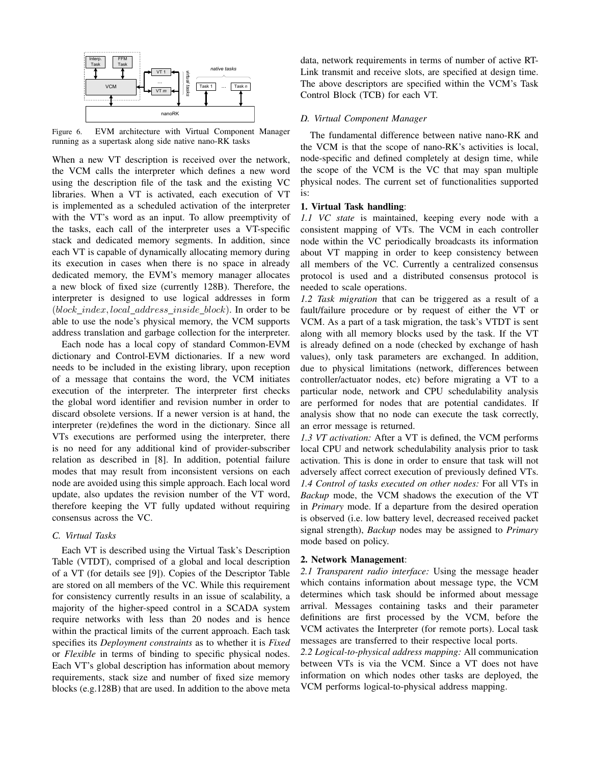Figure 6. EVM architecture with Virtual Component Manager running as a supertask along side native nano-RK tasks

When a new VT description is received over the network, the VCM calls the interpreter which defines a new word using the description file of the task and the existing VC libraries. When a VT is activated, each execution of VT is implemented as a scheduled activation of the interpreter with the VT's word as an input. To allow preemptivity of the tasks, each call of the interpreter uses a VT-specific stack and dedicated memory segments. In addition, since each VT is capable of dynamically allocating memory during its execution in cases when there is no space in already dedicated memory, the EVM's memory manager allocates a new block of fixed size (currently 128B). Therefore, the interpreter is designed to use logical addresses in form $(block\_index, local\_address\_inside\_block)$. In order to be able to use the node's physical memory, the VCM supports address translation and garbage collection for the interpreter.

Each node has a local copy of standard Common-EVM dictionary and Control-EVM dictionaries. If a new word needs to be included in the existing library, upon reception of a message that contains the word, the VCM initiates execution of the interpreter. The interpreter first checks the global word identifier and revision number in order to discard obsolete versions. If a newer version is at hand, the interpreter (re)defines the word in the dictionary. Since all VTs executions are performed using the interpreter, there is no need for any additional kind of provider-subscriber relation as described in [8]. In addition, potential failure modes that may result from inconsistent versions on each node are avoided using this simple approach. Each local word update, also updates the revision number of the VT word, therefore keeping the VT fully updated without requiring consensus across the VC.

### C. Virtual Tasks

Each VT is described using the Virtual Task's Description Table (VTDT), comprised of a global and local description of a VT (for details see [9]). Copies of the Descriptor Table are stored on all members of the VC. While this requirement for consistency currently results in an issue of scalability, a majority of the higher-speed control in a SCADA system require networks with less than 20 nodes and is hence within the practical limits of the current approach. Each task specifies its *Deployment constraints* as to whether it is *Fixed* or *Flexible* in terms of binding to specific physical nodes. Each VT's global description has information about memory requirements, stack size and number of fixed size memory blocks (e.g.128B) that are used. In addition to the above meta data, network requirements in terms of number of active RT-Link transmit and receive slots, are specified at design time. The above descriptors are specified within the VCM's Task Control Block (TCB) for each VT.

### D. Virtual Component Manager

The fundamental difference between native nano-RK and the VCM is that the scope of nano-RK's activities is local, node-specific and defined completely at design time, while the scope of the VCM is the VC that may span multiple physical nodes. The current set of functionalities supported is:

**1. Virtual Task handling**:

*1.1 VC state* is maintained, keeping every node with a consistent mapping of VTs. The VCM in each controller node within the VC periodically broadcasts its information about VT mapping in order to keep consistency between all members of the VC. Currently a centralized consensus protocol is used and a distributed consensus protocol is needed to scale operations.

*1.2 Task migration* that can be triggered as a result of a fault/failure procedure or by request of either the VT or VCM. As a part of a task migration, the task's VTDT is sent along with all memory blocks used by the task. If the VT is already defined on a node (checked by exchange of hash values), only task parameters are exchanged. In addition, due to physical limitations (network, differences between controller/actuator nodes, etc) before migrating a VT to a particular node, network and CPU schedulability analysis are performed for nodes that are potential candidates. If analysis show that no node can execute the task correctly, an error message is returned.

*1.3 VT activation:* After a VT is defined, the VCM performs local CPU and network schedulability analysis prior to task activation. This is done in order to ensure that task will not adversely affect correct execution of previously defined VTs.

*1.4 Control of tasks executed on other nodes:* For all VTs in *Backup* mode, the VCM shadows the execution of the VT in *Primary* mode. If a departure from the desired operation is observed (i.e. low battery level, decreased received packet signal strength), *Backup* nodes may be assigned to *Primary* mode based on policy.

**2. Network Management**:

*2.1 Transparent radio interface:* Using the message header which contains information about message type, the VCM determines which task should be informed about message arrival. Messages containing tasks and their parameter definitions are first processed by the VCM, before the VCM activates the Interpreter (for remote ports). Local task messages are transferred to their respective local ports.

*2.2 Logical-to-physical address mapping:* All communication between VTs is via the VCM. Since a VT does not have information on which nodes other tasks are deployed, the VCM performs logical-to-physical address mapping.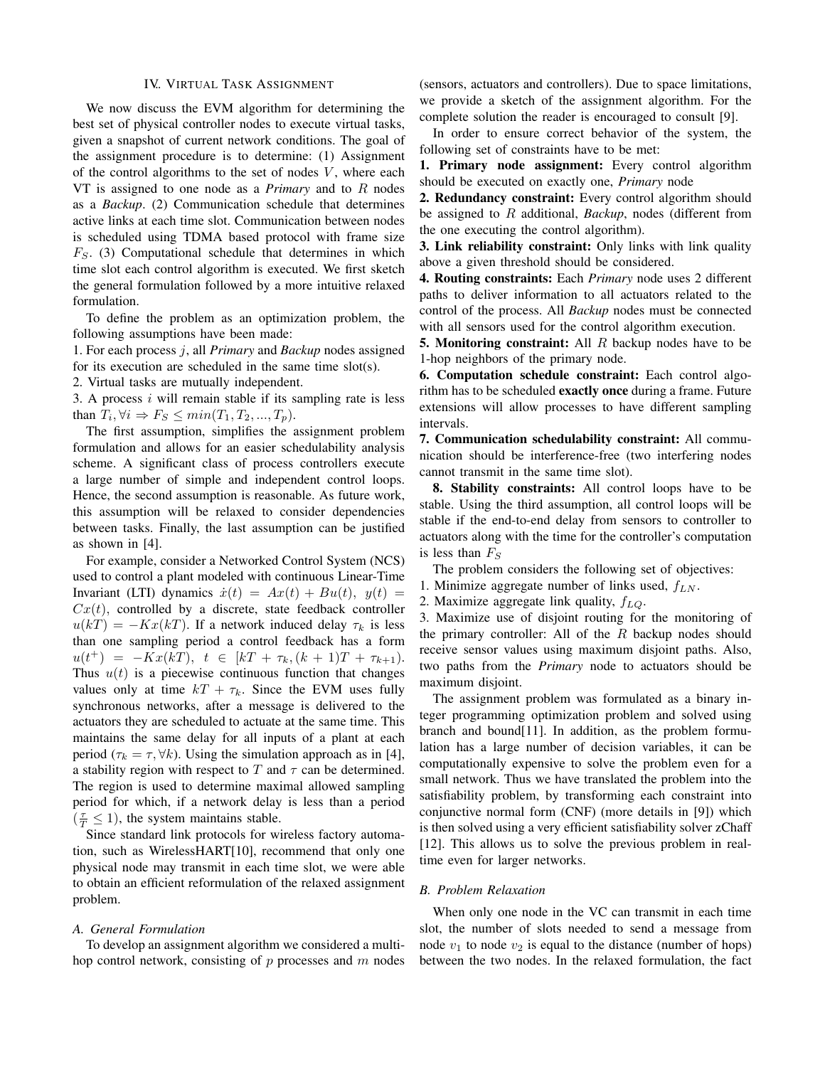## IV. Virtual Task Assignment

We now discuss the EVM algorithm for determining the best set of physical controller nodes to execute virtual tasks, given a snapshot of current network conditions. The goal of the assignment procedure is to determine: (1) Assignment of the control algorithms to the set of nodes $V$, where each VT is assigned to one node as a *Primary* and to $R$ nodes as a *Backup*. (2) Communication schedule that determines active links at each time slot. Communication between nodes is scheduled using TDMA based protocol with frame size $F_S$. (3) Computational schedule that determines in which time slot each control algorithm is executed. We first sketch the general formulation followed by a more intuitive relaxed formulation.

To define the problem as an optimization problem, the following assumptions have been made:

1. For each process $j$, all *Primary* and *Backup* nodes assigned for its execution are scheduled in the same time slot(s).
2. Virtual tasks are mutually independent.
3. A process $i$ will remain stable if its sampling rate is less than $T_i, \forall i \Rightarrow F_S \leq min(T_1, T_2, ..., T_p)$.

The first assumption, simplifies the assignment problem formulation and allows for an easier schedulability analysis scheme. A significant class of process controllers execute a large number of simple and independent control loops. Hence, the second assumption is reasonable. As future work, this assumption will be relaxed to consider dependencies between tasks. Finally, the last assumption can be justified as shown in [4].

For example, consider a Networked Control System (NCS) used to control a plant modeled with continuous Linear-Time Invariant (LTI) dynamics $\dot{x}(t) = Ax(t) + Bu(t),\ y(t) = Cx(t)$, controlled by a discrete, state feedback controller $u(kT) = -Kx(kT)$. If a network induced delay $\tau_k$ is less than one sampling period a control feedback has a form $u(t^+) = -Kx(kT),\ t \in [kT + \tau_k, (k+1)T + \tau_{k+1})$. Thus $u(t)$ is a piecewise continuous function that changes values only at time $kT + \tau_k$. Since the EVM uses fully synchronous networks, after a message is delivered to the actuators they are scheduled to actuate at the same time. This maintains the same delay for all inputs of a plant at each period ($\tau_k = \tau, \forall k$). Using the simulation approach as in [4], a stability region with respect to $T$ and $\tau$ can be determined. The region is used to determine maximal allowed sampling period for which, if a network delay is less than a period ($\frac{\tau}{T} \leq 1$), the system maintains stable.

Since standard link protocols for wireless factory automation, such as WirelessHART[10], recommend that only one physical node may transmit in each time slot, we were able to obtain an efficient reformulation of the relaxed assignment problem.

### A. General Formulation

To develop an assignment algorithm we considered a multi-hop control network, consisting of $p$ processes and $m$ nodes (sensors, actuators and controllers). Due to space limitations, we provide a sketch of the assignment algorithm. For the complete solution the reader is encouraged to consult [9].

In order to ensure correct behavior of the system, the following set of constraints have to be met:

**1. Primary node assignment:** Every control algorithm should be executed on exactly one, *Primary* node

**2. Redundancy constraint:** Every control algorithm should be assigned to $R$ additional, *Backup*, nodes (different from the one executing the control algorithm).

**3. Link reliability constraint:** Only links with link quality above a given threshold should be considered.

**4. Routing constraints:** Each *Primary* node uses 2 different paths to deliver information to all actuators related to the control of the process. All *Backup* nodes must be connected with all sensors used for the control algorithm execution.

**5. Monitoring constraint:** All $R$ backup nodes have to be 1-hop neighbors of the primary node.

**6. Computation schedule constraint:** Each control algorithm has to be scheduled **exactly once** during a frame. Future extensions will allow processes to have different sampling intervals.

**7. Communication schedulability constraint:** All communication should be interference-free (two interfering nodes cannot transmit in the same time slot).

**8. Stability constraints:** All control loops have to be stable. Using the third assumption, all control loops will be stable if the end-to-end delay from sensors to controller to actuators along with the time for the controller's computation is less than $F_S$

The problem considers the following set of objectives:

1. Minimize aggregate number of links used, $f_{LN}$.
2. Maximize aggregate link quality, $f_{LQ}$.
3. Maximize use of disjoint routing for the monitoring of the primary controller: All of the $R$ backup nodes should receive sensor values using maximum disjoint paths. Also, two paths from the *Primary* node to actuators should be maximum disjoint.

The assignment problem was formulated as a binary integer programming optimization problem and solved using branch and bound[11]. In addition, as the problem formulation has a large number of decision variables, it can be computationally expensive to solve the problem even for a small network. Thus we have translated the problem into the satisfiability problem, by transforming each constraint into conjunctive normal form (CNF) (more details in [9]) which is then solved using a very efficient satisfiability solver zChaff [12]. This allows us to solve the previous problem in real-time even for larger networks.

### B. Problem Relaxation

When only one node in the VC can transmit in each time slot, the number of slots needed to send a message from node $v_1$ to node $v_2$ is equal to the distance (number of hops) between the two nodes. In the relaxed formulation, the fact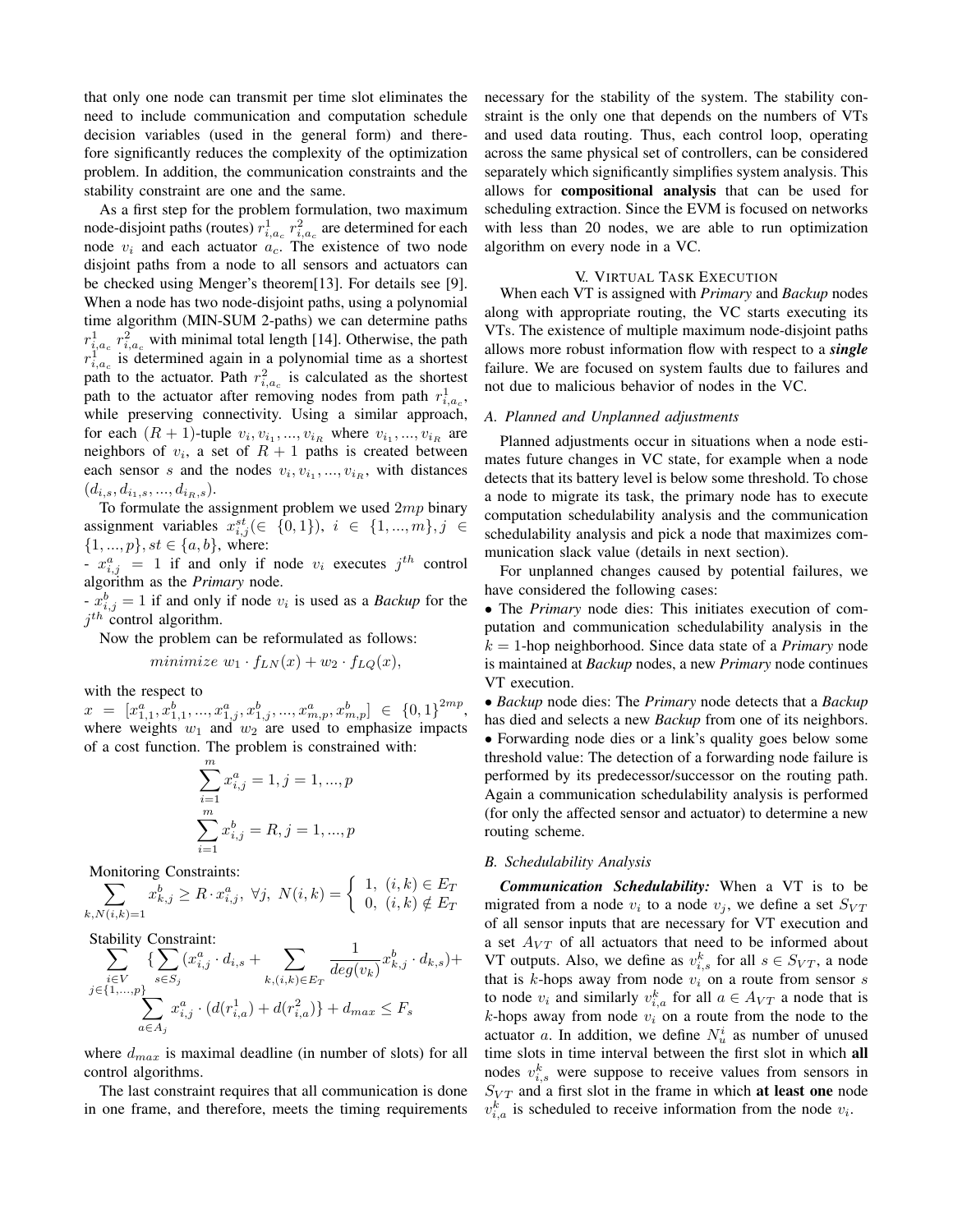that only one node can transmit per time slot eliminates the need to include communication and computation schedule decision variables (used in the general form) and therefore significantly reduces the complexity of the optimization problem. In addition, the communication constraints and the stability constraint are one and the same.

As a first step for the problem formulation, two maximum node-disjoint paths (routes) $r^1_{i,a_c}$ $r^2_{i,a_c}$ are determined for each node $v_i$ and each actuator $a_c$. The existence of two node disjoint paths from a node to all sensors and actuators can be checked using Menger's theorem[13]. For details see [9]. When a node has two node-disjoint paths, using a polynomial time algorithm (MIN-SUM 2-paths) we can determine paths $r^1_{i,a_c}$ $r^2_{i,a_c}$ with minimal total length [14]. Otherwise, the path $r^1_{i,a_c}$ is determined again in a polynomial time as a shortest path to the actuator. Path $r^2_{i,a_c}$ is calculated as the shortest path to the actuator after removing nodes from path $r^1_{i,a_c}$, while preserving connectivity. Using a similar approach, for each $(R+1)$-tuple $v_i, v_{i_1}, ..., v_{i_R}$ where $v_{i_1}, ..., v_{i_R}$ are neighbors of $v_i$, a set of $R+1$ paths is created between each sensor $s$ and the nodes $v_i, v_{i_1}, ..., v_{i_R}$, with distances $(d_{i,s}, d_{i_1,s}, ..., d_{i_R,s})$.

To formulate the assignment problem we used $2mp$ binary assignment variables $x^{st}_{i,j} (\in \{0,1\})$, $i \in \{1,...,m\}, j \in \{1,...,p\}, st \in \{a,b\}$, where:

- $x^a_{i,j} = 1$ if and only if node $v_i$ executes $j^{th}$ control algorithm as the *Primary* node.
- $x^b_{i,j} = 1$ if and only if node $v_i$ is used as a *Backup* for the $j^{th}$ control algorithm.

Now the problem can be reformulated as follows:

$$minimize\ w_1 \cdot f_{LN}(x) + w_2 \cdot f_{LQ}(x),$$

with the respect to

$x = [x^a_{1,1}, x^b_{1,1}, ..., x^a_{1,j}, x^b_{1,j}, ..., x^a_{m,p}, x^b_{m,p}] \in \{0,1\}^{2mp}$, where weights $w_1$ and $w_2$ are used to emphasize impacts of a cost function. The problem is constrained with:

$$\sum_{i=1}^{m} x^a_{i,j} = 1, j = 1, ..., p$$

$$\sum_{i=1}^{m} x^b_{i,j} = R, j = 1, ..., p$$

Monitoring Constraints:

$$\sum_{k, N(i,k)=1} x^b_{k,j} \geq R \cdot x^a_{i,j},\ \forall j,\ N(i,k) = \begin{cases} 1, & (i,k) \in E_T \\ 0, & (i,k) \notin E_T \end{cases}$$

Stability Constraint:

$$\sum_{\substack{i \in V \\ j \in \{1,...,p\}}} \{ \sum_{s \in S_j} (x^a_{i,j} \cdot d_{i,s} + \sum_{k,(i,k) \in E_T} \frac{1}{deg(v_k)} x^b_{k,j} \cdot d_{k,s}) + \sum_{a \in A_j} x^a_{i,j} \cdot (d(r^1_{i,a}) + d(r^2_{i,a})\} + d_{max} \leq F_s$$

where $d_{max}$ is maximal deadline (in number of slots) for all control algorithms.

The last constraint requires that all communication is done in one frame, and therefore, meets the timing requirements necessary for the stability of the system. The stability constraint is the only one that depends on the numbers of VTs and used data routing. Thus, each control loop, operating across the same physical set of controllers, can be considered separately which significantly simplifies system analysis. This allows for **compositional analysis** that can be used for scheduling extraction. Since the EVM is focused on networks with less than 20 nodes, we are able to run optimization algorithm on every node in a VC.

## V. Virtual Task Execution

When each VT is assigned with *Primary* and *Backup* nodes along with appropriate routing, the VC starts executing its VTs. The existence of multiple maximum node-disjoint paths allows more robust information flow with respect to a ***single*** failure. We are focused on system faults due to failures and not due to malicious behavior of nodes in the VC.

### A. Planned and Unplanned adjustments

Planned adjustments occur in situations when a node estimates future changes in VC state, for example when a node detects that its battery level is below some threshold. To chose a node to migrate its task, the primary node has to execute computation schedulability analysis and the communication schedulability analysis and pick a node that maximizes communication slack value (details in next section).

For unplanned changes caused by potential failures, we have considered the following cases:

- The *Primary* node dies: This initiates execution of computation and communication schedulability analysis in the $k = 1$-hop neighborhood. Since data state of a *Primary* node is maintained at *Backup* nodes, a new *Primary* node continues VT execution.
- *Backup* node dies: The *Primary* node detects that a *Backup* has died and selects a new *Backup* from one of its neighbors.
- Forwarding node dies or a link's quality goes below some threshold value: The detection of a forwarding node failure is performed by its predecessor/successor on the routing path. Again a communication schedulability analysis is performed (for only the affected sensor and actuator) to determine a new routing scheme.

### B. Schedulability Analysis

***Communication Schedulability:*** When a VT is to be migrated from a node $v_i$ to a node $v_j$, we define a set $S_{VT}$ of all sensor inputs that are necessary for VT execution and a set $A_{VT}$ of all actuators that need to be informed about VT outputs. Also, we define as $v^k_{i,s}$ for all $s \in S_{VT}$, a node that is $k$-hops away from node $v_i$ on a route from sensor $s$ to node $v_i$ and similarly $v^k_{i,a}$ for all $a \in A_{VT}$ a node that is $k$-hops away from node $v_i$ on a route from the node to the actuator $a$. In addition, we define $N^i_u$ as number of unused time slots in time interval between the first slot in which **all** nodes $v^k_{i,s}$ were suppose to receive values from sensors in $S_{VT}$ and a first slot in the frame in which **at least one** node $v^k_{i,a}$ is scheduled to receive information from the node $v_i$.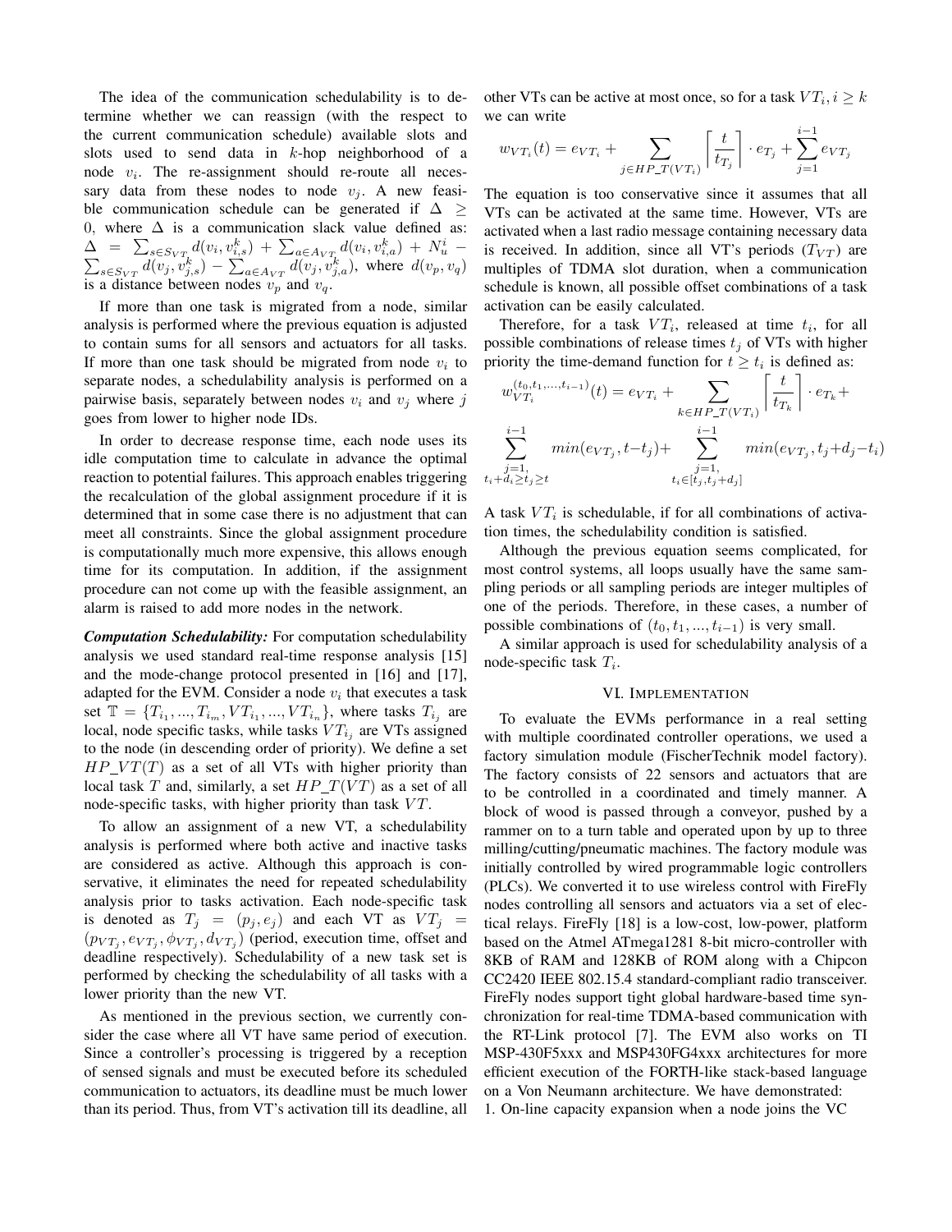The idea of the communication schedulability is to determine whether we can reassign (with the respect to the current communication schedule) available slots and slots used to send data in $k$-hop neighborhood of a node $v_i$. The re-assignment should re-route all necessary data from these nodes to node $v_j$. A new feasible communication schedule can be generated if $\Delta \geq 0$, where $\Delta$ is a communication slack value defined as: $\Delta = \sum_{s \in S_{VT}} d(v_i, v_{i,s}^k) + \sum_{a \in A_{VT}} d(v_i, v_{i,a}^k) + N_u^i - \sum_{s \in S_{VT}} d(v_j, v_{j,s}^k) - \sum_{a \in A_{VT}} d(v_j, v_{j,a}^k)$, where $d(v_p, v_q)$ is a distance between nodes $v_p$ and $v_q$.

If more than one task is migrated from a node, similar analysis is performed where the previous equation is adjusted to contain sums for all sensors and actuators for all tasks. If more than one task should be migrated from node $v_i$ to separate nodes, a schedulability analysis is performed on a pairwise basis, separately between nodes $v_i$ and $v_j$ where $j$ goes from lower to higher node IDs.

In order to decrease response time, each node uses its idle computation time to calculate in advance the optimal reaction to potential failures. This approach enables triggering the recalculation of the global assignment procedure if it is determined that in some case there is no adjustment that can meet all constraints. Since the global assignment procedure is computationally much more expensive, this allows enough time for its computation. In addition, if the assignment procedure can not come up with the feasible assignment, an alarm is raised to add more nodes in the network.

***Computation Schedulability:*** For computation schedulability analysis we used standard real-time response analysis [15] and the mode-change protocol presented in [16] and [17], adapted for the EVM. Consider a node $v_i$ that executes a task set $\mathbb{T} = \{T_{i_1}, ..., T_{i_m}, VT_{i_1}, ..., VT_{i_n}\}$, where tasks $T_{i_j}$ are local, node specific tasks, while tasks $VT_{i_j}$ are VTs assigned to the node (in descending order of priority). We define a set $HP\_VT(T)$ as a set of all VTs with higher priority than local task $T$ and, similarly, a set $HP\_T(VT)$ as a set of all node-specific tasks, with higher priority than task $VT$.

To allow an assignment of a new VT, a schedulability analysis is performed where both active and inactive tasks are considered as active. Although this approach is conservative, it eliminates the need for repeated schedulability analysis prior to tasks activation. Each node-specific task is denoted as $T_j = (p_j, e_j)$ and each VT as $VT_j = (p_{VT_j}, e_{VT_j}, \phi_{VT_j}, d_{VT_j})$ (period, execution time, offset and deadline respectively). Schedulability of a new task set is performed by checking the schedulability of all tasks with a lower priority than the new VT.

As mentioned in the previous section, we currently consider the case where all VT have same period of execution. Since a controller's processing is triggered by a reception of sensed signals and must be executed before its scheduled communication to actuators, its deadline must be much lower than its period. Thus, from VT's activation till its deadline, all other VTs can be active at most once, so for a task $VT_i, i \geq k$ we can write

$$w_{VT_i}(t) = e_{VT_i} + \sum_{j \in HP\_T(VT_i)} \left\lceil \frac{t}{t_{T_j}} \right\rceil \cdot e_{T_j} + \sum_{j=1}^{i-1} e_{VT_j}$$

The equation is too conservative since it assumes that all VTs can be activated at the same time. However, VTs are activated when a last radio message containing necessary data is received. In addition, since all VT's periods ($T_{VT}$) are multiples of TDMA slot duration, when a communication schedule is known, all possible offset combinations of a task activation can be easily calculated.

Therefore, for a task $VT_i$, released at time $t_i$, for all possible combinations of release times $t_j$ of VTs with higher priority the time-demand function for $t \geq t_i$ is defined as:

$$w_{VT_i}^{(t_0, t_1, ..., t_{i-1})}(t) = e_{VT_i} + \sum_{k \in HP\_T(VT_i)} \left\lceil \frac{t}{t_{T_k}} \right\rceil \cdot e_{T_k} + \sum_{\substack{j=1, \\ t_i + d_i \geq t_j \geq t}}^{i-1} min(e_{VT_j}, t - t_j) + \sum_{\substack{j=1, \\ t_i \in [t_j, t_j + d_j]}}^{i-1} min(e_{VT_j}, t_j + d_j - t_i)$$

A task $VT_i$ is schedulable, if for all combinations of activation times, the schedulability condition is satisfied.

Although the previous equation seems complicated, for most control systems, all loops usually have the same sampling periods or all sampling periods are integer multiples of one of the periods. Therefore, in these cases, a number of possible combinations of $(t_0, t_1, ..., t_{i-1})$ is very small.

A similar approach is used for schedulability analysis of a node-specific task $T_i$.

## VI. Implementation

To evaluate the EVMs performance in a real setting with multiple coordinated controller operations, we used a factory simulation module (FischerTechnik model factory). The factory consists of 22 sensors and actuators that are to be controlled in a coordinated and timely manner. A block of wood is passed through a conveyor, pushed by a rammer on to a turn table and operated upon by up to three milling/cutting/pneumatic machines. The factory module was initially controlled by wired programmable logic controllers (PLCs). We converted it to use wireless control with FireFly nodes controlling all sensors and actuators via a set of electical relays. FireFly [18] is a low-cost, low-power, platform based on the Atmel ATmega1281 8-bit micro-controller with 8KB of RAM and 128KB of ROM along with a Chipcon CC2420 IEEE 802.15.4 standard-compliant radio transceiver. FireFly nodes support tight global hardware-based time synchronization for real-time TDMA-based communication with the RT-Link protocol [7]. The EVM also works on TI MSP-430F5xxx and MSP430FG4xxx architectures for more efficient execution of the FORTH-like stack-based language on a Von Neumann architecture. We have demonstrated:

1. On-line capacity expansion when a node joins the VC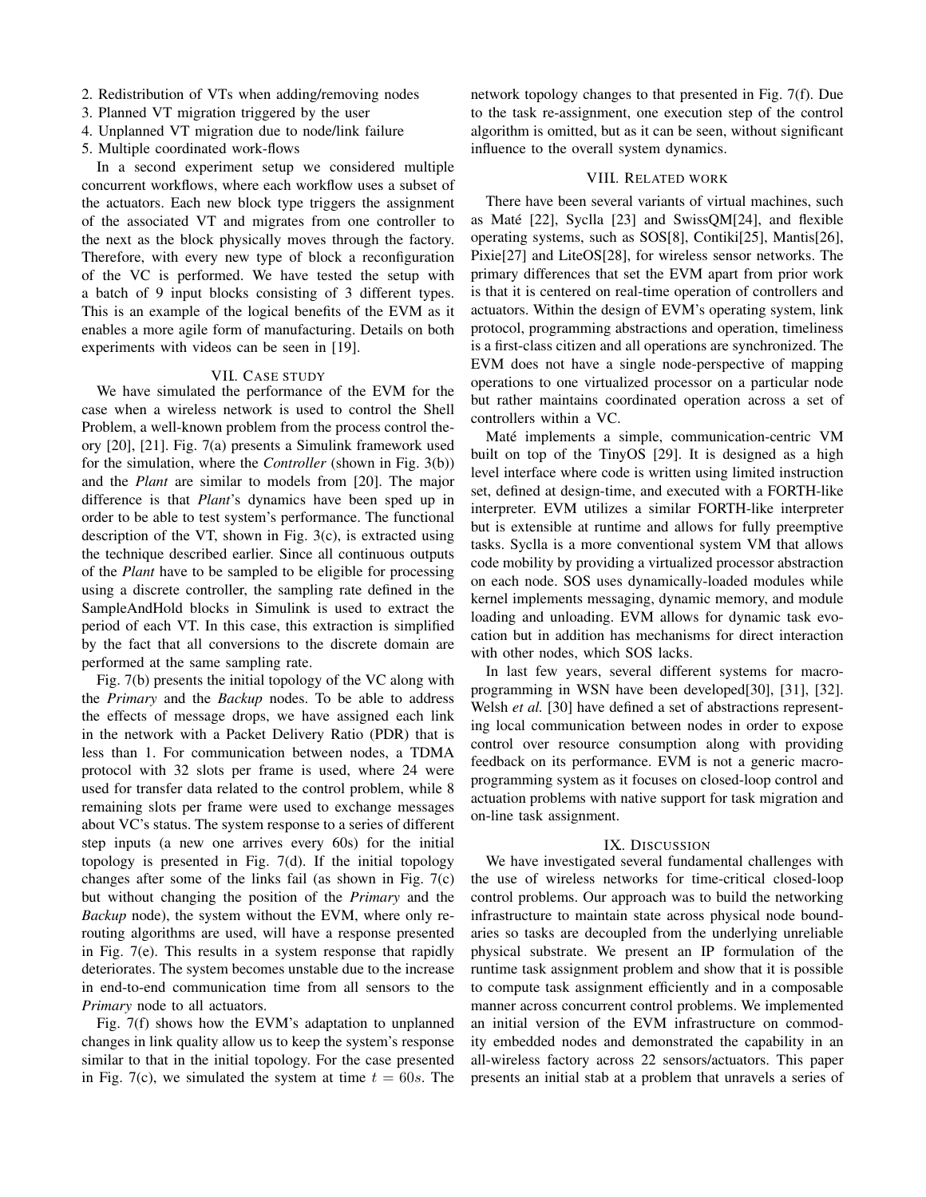2. Redistribution of VTs when adding/removing nodes
3. Planned VT migration triggered by the user
4. Unplanned VT migration due to node/link failure
5. Multiple coordinated work-flows

In a second experiment setup we considered multiple concurrent workflows, where each workflow uses a subset of the actuators. Each new block type triggers the assignment of the associated VT and migrates from one controller to the next as the block physically moves through the factory. Therefore, with every new type of block a reconfiguration of the VC is performed. We have tested the setup with a batch of 9 input blocks consisting of 3 different types. This is an example of the logical benefits of the EVM as it enables a more agile form of manufacturing. Details on both experiments with videos can be seen in [19].

## VII. Case study

We have simulated the performance of the EVM for the case when a wireless network is used to control the Shell Problem, a well-known problem from the process control theory [20], [21]. Fig. 7(a) presents a Simulink framework used for the simulation, where the *Controller* (shown in Fig. 3(b)) and the *Plant* are similar to models from [20]. The major difference is that *Plant*'s dynamics have been sped up in order to be able to test system's performance. The functional description of the VT, shown in Fig. 3(c), is extracted using the technique described earlier. Since all continuous outputs of the *Plant* have to be sampled to be eligible for processing using a discrete controller, the sampling rate defined in the SampleAndHold blocks in Simulink is used to extract the period of each VT. In this case, this extraction is simplified by the fact that all conversions to the discrete domain are performed at the same sampling rate.

Fig. 7(b) presents the initial topology of the VC along with the *Primary* and the *Backup* nodes. To be able to address the effects of message drops, we have assigned each link in the network with a Packet Delivery Ratio (PDR) that is less than 1. For communication between nodes, a TDMA protocol with 32 slots per frame is used, where 24 were used for transfer data related to the control problem, while 8 remaining slots per frame were used to exchange messages about VC's status. The system response to a series of different step inputs (a new one arrives every 60s) for the initial topology is presented in Fig. 7(d). If the initial topology changes after some of the links fail (as shown in Fig. 7(c) but without changing the position of the *Primary* and the *Backup* node), the system without the EVM, where only re-routing algorithms are used, will have a response presented in Fig. 7(e). This results in a system response that rapidly deteriorates. The system becomes unstable due to the increase in end-to-end communication time from all sensors to the *Primary* node to all actuators.

Fig. 7(f) shows how the EVM's adaptation to unplanned changes in link quality allow us to keep the system's response similar to that in the initial topology. For the case presented in Fig. 7(c), we simulated the system at time $t = 60s$. The network topology changes to that presented in Fig. 7(f). Due to the task re-assignment, one execution step of the control algorithm is omitted, but as it can be seen, without significant influence to the overall system dynamics.

## VIII. Related work

There have been several variants of virtual machines, such as Maté [22], Syclla [23] and SwissQM[24], and flexible operating systems, such as SOS[8], Contiki[25], Mantis[26], Pixie[27] and LiteOS[28], for wireless sensor networks. The primary differences that set the EVM apart from prior work is that it is centered on real-time operation of controllers and actuators. Within the design of EVM's operating system, link protocol, programming abstractions and operation, timeliness is a first-class citizen and all operations are synchronized. The EVM does not have a single node-perspective of mapping operations to one virtualized processor on a particular node but rather maintains coordinated operation across a set of controllers within a VC.

Maté implements a simple, communication-centric VM built on top of the TinyOS [29]. It is designed as a high level interface where code is written using limited instruction set, defined at design-time, and executed with a FORTH-like interpreter. EVM utilizes a similar FORTH-like interpreter but is extensible at runtime and allows for fully preemptive tasks. Syclla is a more conventional system VM that allows code mobility by providing a virtualized processor abstraction on each node. SOS uses dynamically-loaded modules while kernel implements messaging, dynamic memory, and module loading and unloading. EVM allows for dynamic task evocation but in addition has mechanisms for direct interaction with other nodes, which SOS lacks.

In last few years, several different systems for macro-programming in WSN have been developed[30], [31], [32]. Welsh *et al.* [30] have defined a set of abstractions representing local communication between nodes in order to expose control over resource consumption along with providing feedback on its performance. EVM is not a generic macro-programming system as it focuses on closed-loop control and actuation problems with native support for task migration and on-line task assignment.

## IX. Discussion

We have investigated several fundamental challenges with the use of wireless networks for time-critical closed-loop control problems. Our approach was to build the networking infrastructure to maintain state across physical node boundaries so tasks are decoupled from the underlying unreliable physical substrate. We present an IP formulation of the runtime task assignment problem and show that it is possible to compute task assignment efficiently and in a composable manner across concurrent control problems. We implemented an initial version of the EVM infrastructure on commodity embedded nodes and demonstrated the capability in an all-wireless factory across 22 sensors/actuators. This paper presents an initial stab at a problem that unravels a series of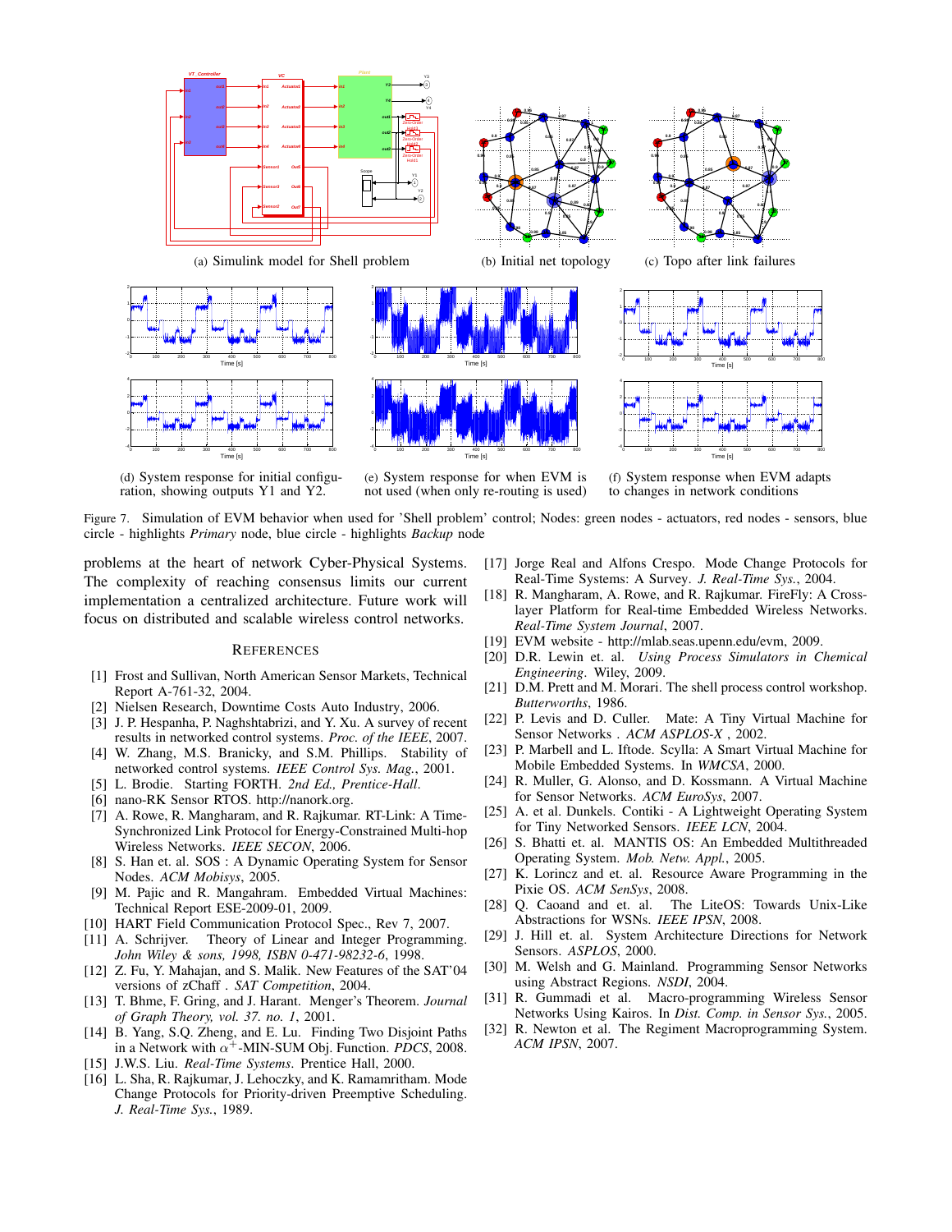(a) Simulink model for Shell problem

(b) Initial net topology

(c) Topo after link failures

(d) System response for initial configuration, showing outputs Y1 and Y2.

(e) System response for when EVM is not used (when only re-routing is used)

(f) System response when EVM adapts to changes in network conditions

Figure 7. Simulation of EVM behavior when used for 'Shell problem' control; Nodes: green nodes - actuators, red nodes - sensors, blue circle - highlights *Primary* node, blue circle - highlights *Backup* node

problems at the heart of network Cyber-Physical Systems. The complexity of reaching consensus limits our current implementation a centralized architecture. Future work will focus on distributed and scalable wireless control networks.

## REFERENCES

[1] Frost and Sullivan, North American Sensor Markets, Technical Report A-761-32, 2004.

[2] Nielsen Research, Downtime Costs Auto Industry, 2006.

[3] J. P. Hespanha, P. Naghshtabrizi, and Y. Xu. A survey of recent results in networked control systems. *Proc. of the IEEE*, 2007.

[4] W. Zhang, M.S. Branicky, and S.M. Phillips. Stability of networked control systems. *IEEE Control Sys. Mag.*, 2001.

[5] L. Brodie. Starting FORTH. *2nd Ed., Prentice-Hall*.

[6] nano-RK Sensor RTOS. http://nanork.org.

[7] A. Rowe, R. Mangharam, and R. Rajkumar. RT-Link: A Time-Synchronized Link Protocol for Energy-Constrained Multi-hop Wireless Networks. *IEEE SECON*, 2006.

[8] S. Han et. al. SOS : A Dynamic Operating System for Sensor Nodes. *ACM Mobisys*, 2005.

[9] M. Pajic and R. Mangahram. Embedded Virtual Machines: Technical Report ESE-2009-01, 2009.

[10] HART Field Communication Protocol Spec., Rev 7, 2007.

[11] A. Schrijver. Theory of Linear and Integer Programming. *John Wiley & sons, 1998, ISBN 0-471-98232-6*, 1998.

[12] Z. Fu, Y. Mahajan, and S. Malik. New Features of the SAT'04 versions of zChaff . *SAT Competition*, 2004.

[13] T. Bhme, F. Gring, and J. Harant. Menger's Theorem. *Journal of Graph Theory, vol. 37. no. 1*, 2001.

[14] B. Yang, S.Q. Zheng, and E. Lu. Finding Two Disjoint Paths in a Network with $\alpha^+$-MIN-SUM Obj. Function. *PDCS*, 2008.

[15] J.W.S. Liu. *Real-Time Systems*. Prentice Hall, 2000.

[16] L. Sha, R. Rajkumar, J. Lehoczky, and K. Ramamritham. Mode Change Protocols for Priority-driven Preemptive Scheduling. *J. Real-Time Sys.*, 1989.

[17] Jorge Real and Alfons Crespo. Mode Change Protocols for Real-Time Systems: A Survey. *J. Real-Time Sys.*, 2004.

[18] R. Mangharam, A. Rowe, and R. Rajkumar. FireFly: A Cross-layer Platform for Real-time Embedded Wireless Networks. *Real-Time System Journal*, 2007.

[19] EVM website - http://mlab.seas.upenn.edu/evm, 2009.

[20] D.R. Lewin et. al. *Using Process Simulators in Chemical Engineering*. Wiley, 2009.

[21] D.M. Prett and M. Morari. The shell process control workshop. *Butterworths*, 1986.

[22] P. Levis and D. Culler. Mate: A Tiny Virtual Machine for Sensor Networks . *ACM ASPLOS-X* , 2002.

[23] P. Marbell and L. Iftode. Scylla: A Smart Virtual Machine for Mobile Embedded Systems. In *WMCSA*, 2000.

[24] R. Muller, G. Alonso, and D. Kossmann. A Virtual Machine for Sensor Networks. *ACM EuroSys*, 2007.

[25] A. et al. Dunkels. Contiki - A Lightweight Operating System for Tiny Networked Sensors. *IEEE LCN*, 2004.

[26] S. Bhatti et. al. MANTIS OS: An Embedded Multithreaded Operating System. *Mob. Netw. Appl.*, 2005.

[27] K. Lorincz and et. al. Resource Aware Programming in the Pixie OS. *ACM SenSys*, 2008.

[28] Q. Caoand and et. al. The LiteOS: Towards Unix-Like Abstractions for WSNs. *IEEE IPSN*, 2008.

[29] J. Hill et. al. System Architecture Directions for Network Sensors. *ASPLOS*, 2000.

[30] M. Welsh and G. Mainland. Programming Sensor Networks using Abstract Regions. *NSDI*, 2004.

[31] R. Gummadi et al. Macro-programming Wireless Sensor Networks Using Kairos. In *Dist. Comp. in Sensor Sys.*, 2005.

[32] R. Newton et al. The Regiment Macroprogramming System. *ACM IPSN*, 2007.